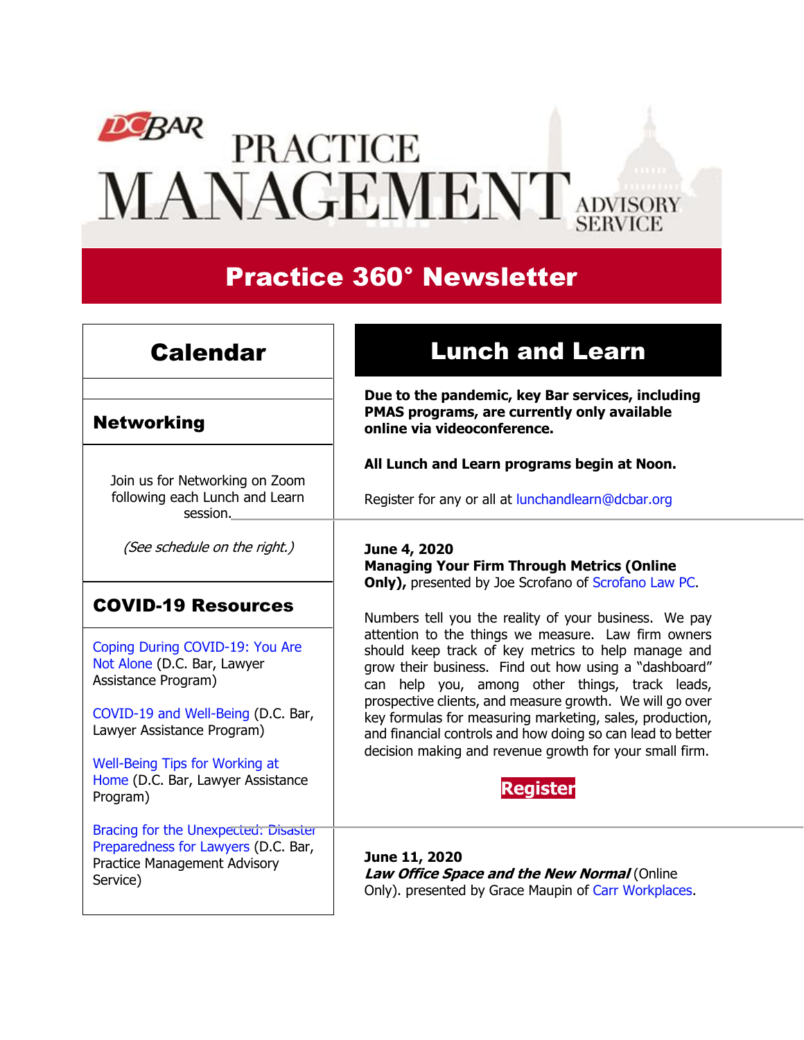# DC BAR PRACTICE MANAGEMENT ADVISORY SERVICE

## Practice 360° Newsletter

## Calendar

### Networking

Join us for Networking on Zoom following each Lunch and Learn session.

*(See schedule on the right.)*

### COVID-19 Resources

Coping During COVID-19: You Are Not Alone (D.C. Bar, Lawyer Assistance Program)

COVID-19 and Well-Being (D.C. Bar, Lawyer Assistance Program)

Well-Being Tips for Working at Home (D.C. Bar, Lawyer Assistance Program)

Bracing for the Unexpected: Disaster Preparedness for Lawyers (D.C. Bar, Practice Management Advisory Service)

## Lunch and Learn

**Due to the pandemic, key Bar services, including PMAS programs, are currently only available online via videoconference.**

**All Lunch and Learn programs begin at Noon.**

Register for any or all at lunchandlearn@dcbar.org

**June 4, 2020**
**Managing Your Firm Through Metrics (Online Only),** presented by Joe Scrofano of Scrofano Law PC.

Numbers tell you the reality of your business. We pay attention to the things we measure. Law firm owners should keep track of key metrics to help manage and grow their business. Find out how using a "dashboard" can help you, among other things, track leads, prospective clients, and measure growth. We will go over key formulas for measuring marketing, sales, production, and financial controls and how doing so can lead to better decision making and revenue growth for your small firm.

**Register**

**June 11, 2020**
***Law Office Space and the New Normal*** (Online Only). presented by Grace Maupin of Carr Workplaces.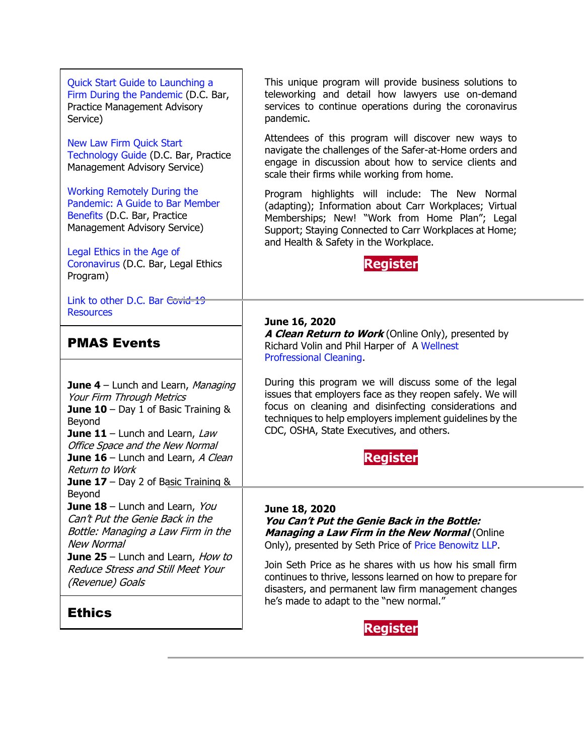Quick Start Guide to Launching a Firm During the Pandemic (D.C. Bar, Practice Management Advisory Service)

New Law Firm Quick Start Technology Guide (D.C. Bar, Practice Management Advisory Service)

Working Remotely During the Pandemic: A Guide to Bar Member Benefits (D.C. Bar, Practice Management Advisory Service)

Legal Ethics in the Age of Coronavirus (D.C. Bar, Legal Ethics Program)

Link to other D.C. Bar Covid-19 Resources

## PMAS Events

**June 4** – Lunch and Learn, *Managing Your Firm Through Metrics*
**June 10** – Day 1 of Basic Training & Beyond
**June 11** – Lunch and Learn, *Law Office Space and the New Normal*
**June 16** – Lunch and Learn, *A Clean Return to Work*
**June 17** – Day 2 of Basic Training & Beyond
**June 18** – Lunch and Learn, *You Can't Put the Genie Back in the Bottle: Managing a Law Firm in the New Normal*
**June 25** – Lunch and Learn, *How to Reduce Stress and Still Meet Your (Revenue) Goals*

## Ethics

This unique program will provide business solutions to teleworking and detail how lawyers use on-demand services to continue operations during the coronavirus pandemic.

Attendees of this program will discover new ways to navigate the challenges of the Safer-at-Home orders and engage in discussion about how to service clients and scale their firms while working from home.

Program highlights will include: The New Normal (adapting); Information about Carr Workplaces; Virtual Memberships; New! "Work from Home Plan"; Legal Support; Staying Connected to Carr Workplaces at Home; and Health & Safety in the Workplace.

**Register**

---

**June 16, 2020**
***A Clean Return to Work*** (Online Only), presented by Richard Volin and Phil Harper of A Wellnest Professional Cleaning.

During this program we will discuss some of the legal issues that employers face as they reopen safely. We will focus on cleaning and disinfecting considerations and techniques to help employers implement guidelines by the CDC, OSHA, State Executives, and others.

**Register**

---

**June 18, 2020**
***You Can't Put the Genie Back in the Bottle: Managing a Law Firm in the New Normal*** (Online Only), presented by Seth Price of Price Benowitz LLP.

Join Seth Price as he shares with us how his small firm continues to thrive, lessons learned on how to prepare for disasters, and permanent law firm management changes he's made to adapt to the "new normal."

**Register**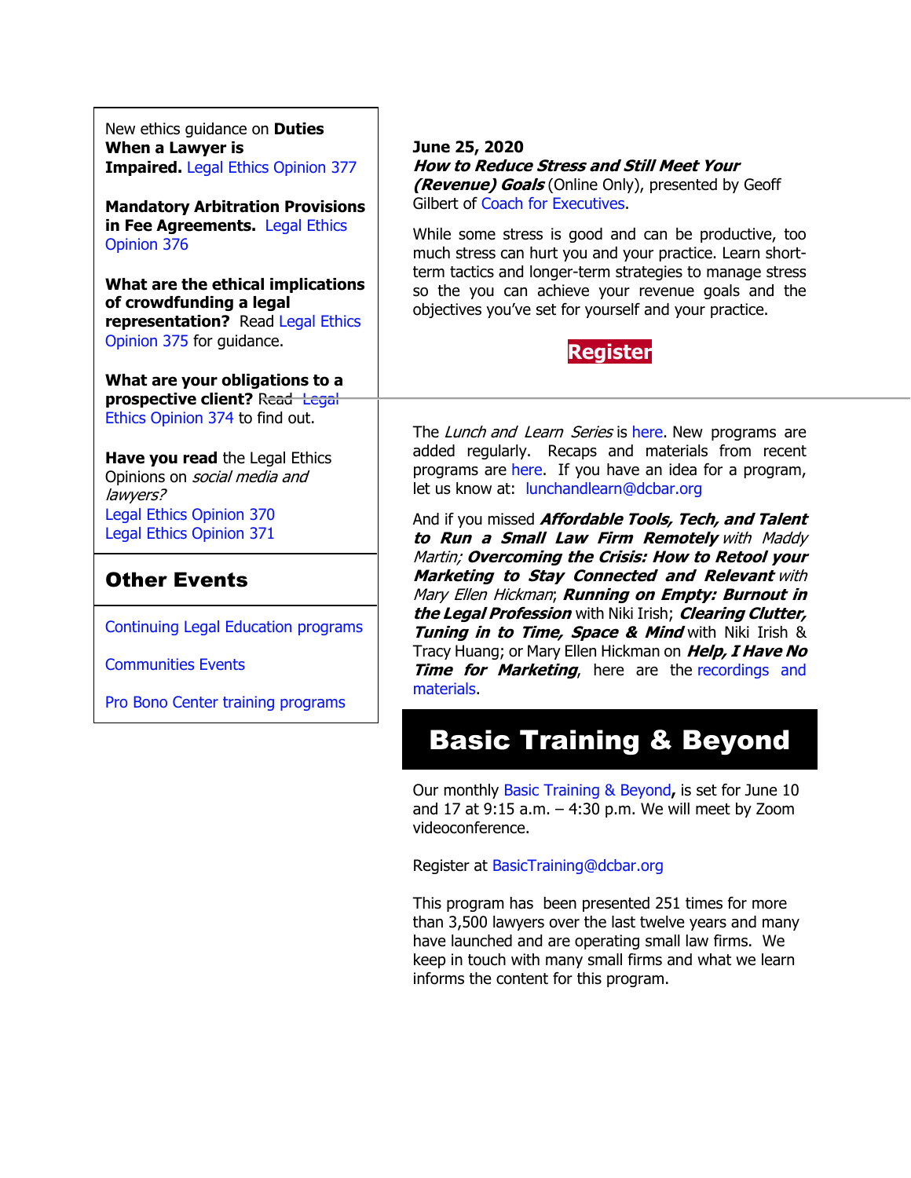New ethics guidance on **Duties When a Lawyer is Impaired.** Legal Ethics Opinion 377

**Mandatory Arbitration Provisions in Fee Agreements.** Legal Ethics Opinion 376

**What are the ethical implications of crowdfunding a legal representation?** Read Legal Ethics Opinion 375 for guidance.

**What are your obligations to a prospective client?** Read Legal Ethics Opinion 374 to find out.

**Have you read** the Legal Ethics Opinions on *social media and lawyers?*
Legal Ethics Opinion 370
Legal Ethics Opinion 371

## Other Events

Continuing Legal Education programs

Communities Events

Pro Bono Center training programs

**June 25, 2020**
***How to Reduce Stress and Still Meet Your (Revenue) Goals*** (Online Only), presented by Geoff Gilbert of Coach for Executives.

While some stress is good and can be productive, too much stress can hurt you and your practice. Learn short-term tactics and longer-term strategies to manage stress so the you can achieve your revenue goals and the objectives you've set for yourself and your practice.

**Register**

The *Lunch and Learn Series* is here. New programs are added regularly. Recaps and materials from recent programs are here. If you have an idea for a program, let us know at: lunchandlearn@dcbar.org

And if you missed ***Affordable Tools, Tech, and Talent to Run a Small Law Firm Remotely*** *with Maddy Martin;* ***Overcoming the Crisis: How to Retool your Marketing to Stay Connected and Relevant*** *with Mary Ellen Hickman*; ***Running on Empty: Burnout in the Legal Profession*** with Niki Irish; ***Clearing Clutter, Tuning in to Time, Space & Mind*** with Niki Irish & Tracy Huang; or Mary Ellen Hickman on ***Help, I Have No Time for Marketing***, here are the recordings and materials.

## Basic Training & Beyond

Our monthly Basic Training & Beyond**,** is set for June 10 and 17 at 9:15 a.m. – 4:30 p.m. We will meet by Zoom videoconference.

Register at BasicTraining@dcbar.org

This program has been presented 251 times for more than 3,500 lawyers over the last twelve years and many have launched and are operating small law firms. We keep in touch with many small firms and what we learn informs the content for this program.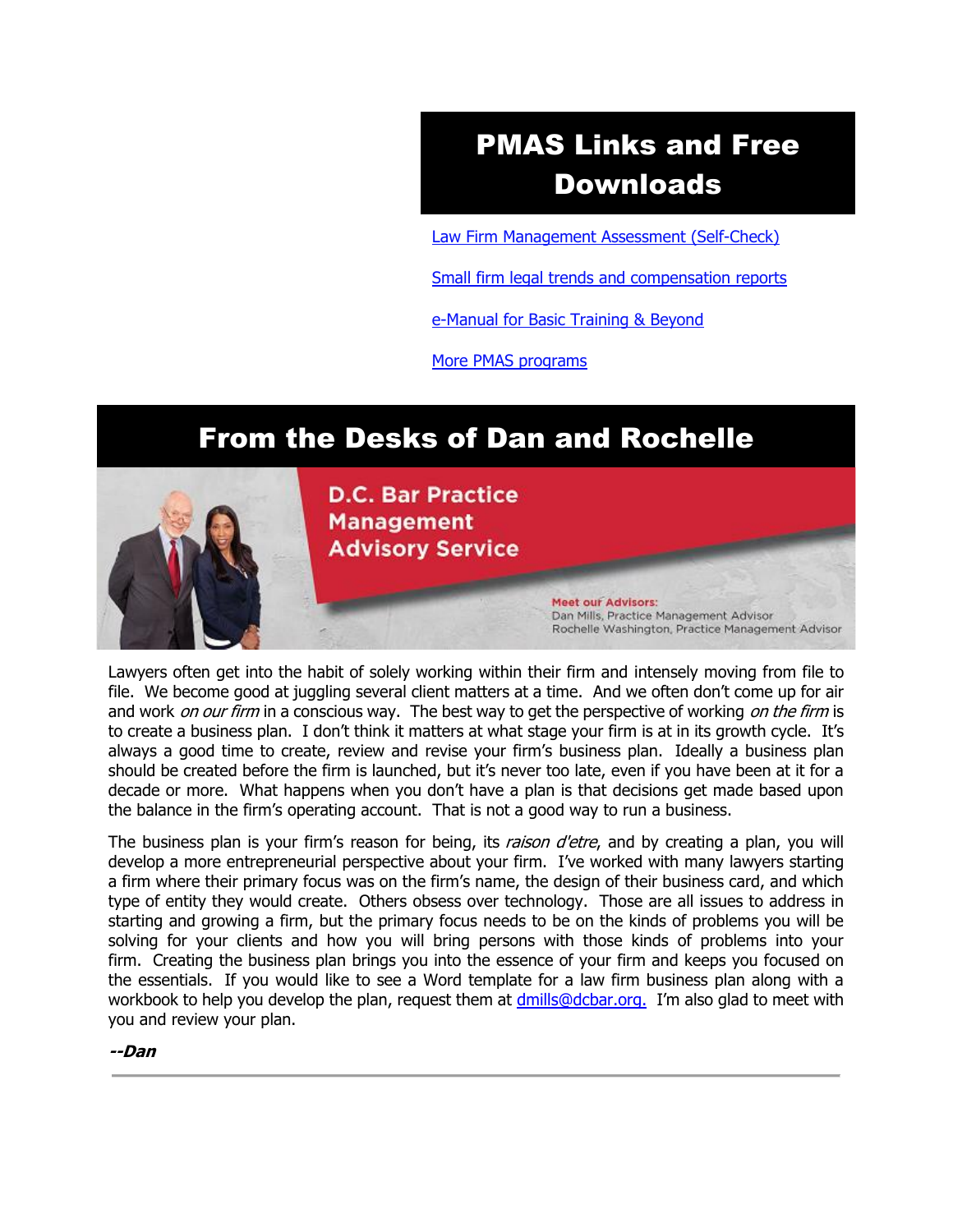## PMAS Links and Free Downloads

[Law Firm Management Assessment (Self-Check)]

[Small firm legal trends and compensation reports]

[e-Manual for Basic Training & Beyond]

[More PMAS programs]

## From the Desks of Dan and Rochelle

D.C. Bar Practice Management Advisory Service

**Meet our Advisors:**
Dan Mills, Practice Management Advisor
Rochelle Washington, Practice Management Advisor

Lawyers often get into the habit of solely working within their firm and intensely moving from file to file. We become good at juggling several client matters at a time. And we often don't come up for air and work *on our firm* in a conscious way. The best way to get the perspective of working *on the firm* is to create a business plan. I don't think it matters at what stage your firm is at in its growth cycle. It's always a good time to create, review and revise your firm's business plan. Ideally a business plan should be created before the firm is launched, but it's never too late, even if you have been at it for a decade or more. What happens when you don't have a plan is that decisions get made based upon the balance in the firm's operating account. That is not a good way to run a business.

The business plan is your firm's reason for being, its *raison d'etre*, and by creating a plan, you will develop a more entrepreneurial perspective about your firm. I've worked with many lawyers starting a firm where their primary focus was on the firm's name, the design of their business card, and which type of entity they would create. Others obsess over technology. Those are all issues to address in starting and growing a firm, but the primary focus needs to be on the kinds of problems you will be solving for your clients and how you will bring persons with those kinds of problems into your firm. Creating the business plan brings you into the essence of your firm and keeps you focused on the essentials. If you would like to see a Word template for a law firm business plan along with a workbook to help you develop the plan, request them at dmills@dcbar.org. I'm also glad to meet with you and review your plan.

***--Dan***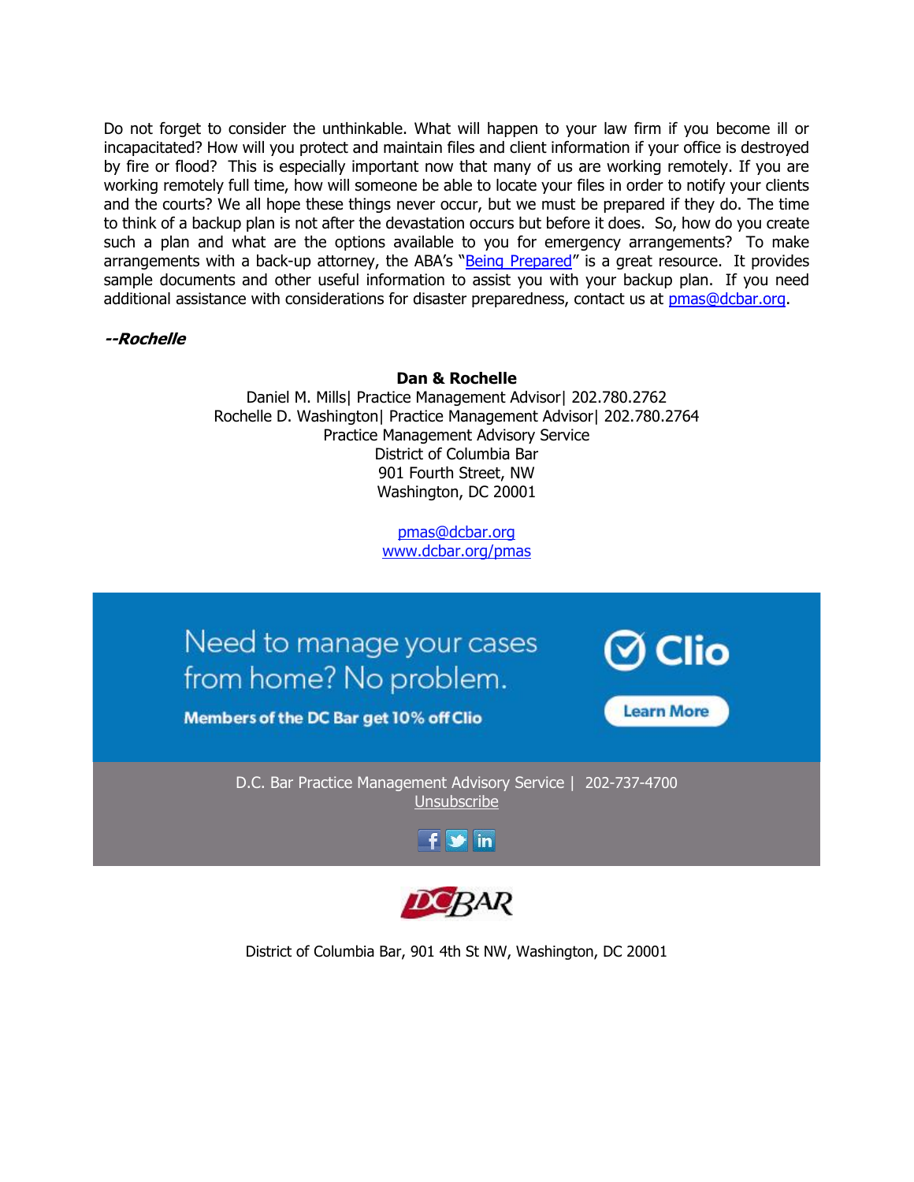Do not forget to consider the unthinkable. What will happen to your law firm if you become ill or incapacitated? How will you protect and maintain files and client information if your office is destroyed by fire or flood? This is especially important now that many of us are working remotely. If you are working remotely full time, how will someone be able to locate your files in order to notify your clients and the courts? We all hope these things never occur, but we must be prepared if they do. The time to think of a backup plan is not after the devastation occurs but before it does. So, how do you create such a plan and what are the options available to you for emergency arrangements? To make arrangements with a back-up attorney, the ABA's "Being Prepared" is a great resource. It provides sample documents and other useful information to assist you with your backup plan. If you need additional assistance with considerations for disaster preparedness, contact us at pmas@dcbar.org.

***--Rochelle***

**Dan & Rochelle**

Daniel M. Mills| Practice Management Advisor| 202.780.2762
Rochelle D. Washington| Practice Management Advisor| 202.780.2764
Practice Management Advisory Service
District of Columbia Bar
901 Fourth Street, NW
Washington, DC 20001

pmas@dcbar.org
www.dcbar.org/pmas

Need to manage your cases from home? No problem.

**Members of the DC Bar get 10% off Clio**

Clio

Learn More

D.C. Bar Practice Management Advisory Service | 202-737-4700
Unsubscribe

DCBAR

District of Columbia Bar, 901 4th St NW, Washington, DC 20001